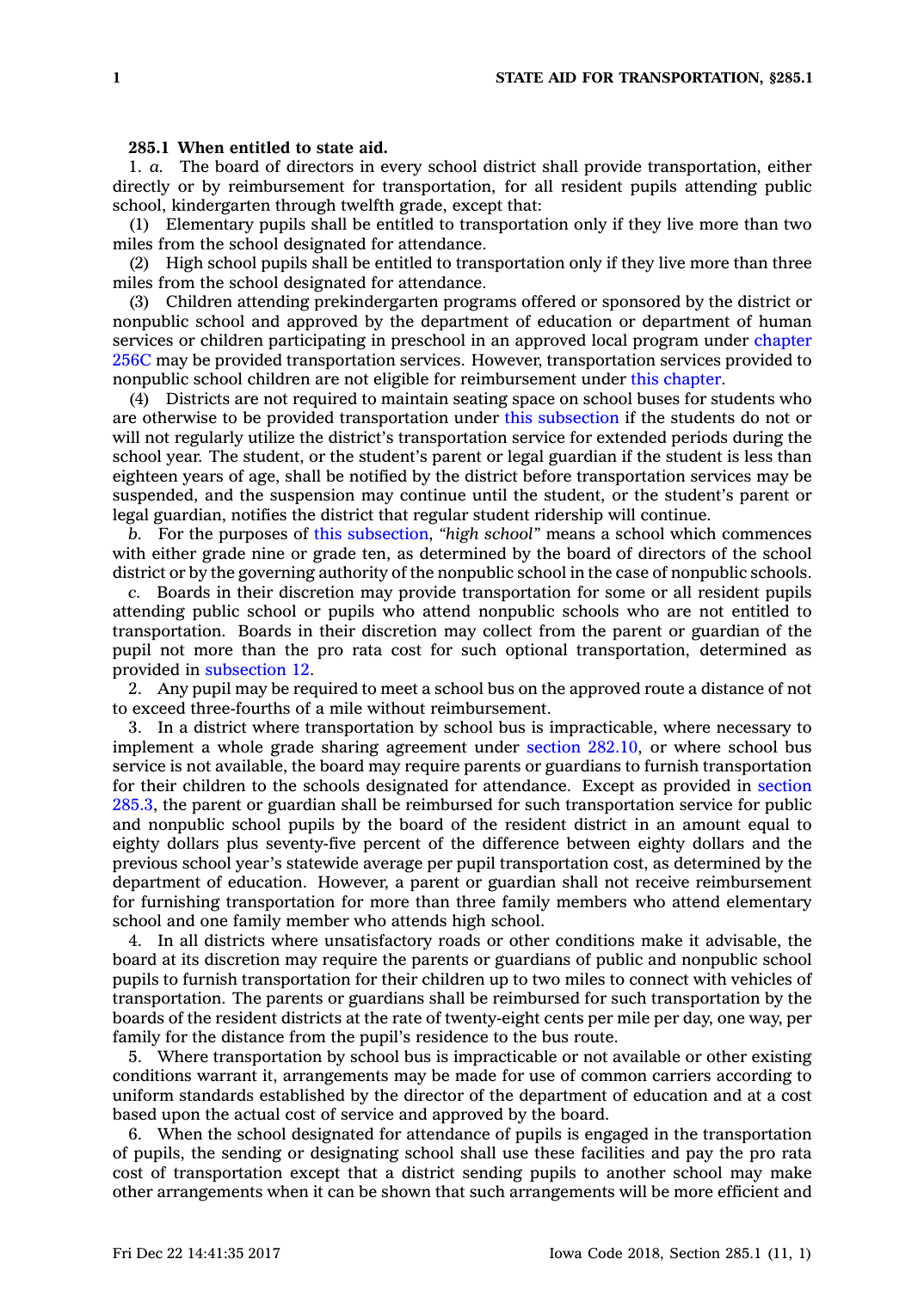**285.1 When entitled to state aid.**

1. *a.* The board of directors in every school district shall provide transportation, either directly or by reimbursement for transportation, for all resident pupils attending public school, kindergarten through twelfth grade, except that:

(1) Elementary pupils shall be entitled to transportation only if they live more than two miles from the school designated for attendance.

(2) High school pupils shall be entitled to transportation only if they live more than three miles from the school designated for attendance.

(3) Children attending prekindergarten programs offered or sponsored by the district or nonpublic school and approved by the department of education or department of human services or children participating in preschool in an approved local program under chapter 256C may be provided transportation services. However, transportation services provided to nonpublic school children are not eligible for reimbursement under this chapter.

(4) Districts are not required to maintain seating space on school buses for students who are otherwise to be provided transportation under this subsection if the students do not or will not regularly utilize the district's transportation service for extended periods during the school year. The student, or the student's parent or legal guardian if the student is less than eighteen years of age, shall be notified by the district before transportation services may be suspended, and the suspension may continue until the student, or the student's parent or legal guardian, notifies the district that regular student ridership will continue.

*b.* For the purposes of this subsection, *"high school"* means a school which commences with either grade nine or grade ten, as determined by the board of directors of the school district or by the governing authority of the nonpublic school in the case of nonpublic schools.

*c.* Boards in their discretion may provide transportation for some or all resident pupils attending public school or pupils who attend nonpublic schools who are not entitled to transportation. Boards in their discretion may collect from the parent or guardian of the pupil not more than the pro rata cost for such optional transportation, determined as provided in subsection 12.

2. Any pupil may be required to meet a school bus on the approved route a distance of not to exceed three-fourths of a mile without reimbursement.

3. In a district where transportation by school bus is impracticable, where necessary to implement a whole grade sharing agreement under section 282.10, or where school bus service is not available, the board may require parents or guardians to furnish transportation for their children to the schools designated for attendance. Except as provided in section 285.3, the parent or guardian shall be reimbursed for such transportation service for public and nonpublic school pupils by the board of the resident district in an amount equal to eighty dollars plus seventy-five percent of the difference between eighty dollars and the previous school year's statewide average per pupil transportation cost, as determined by the department of education. However, a parent or guardian shall not receive reimbursement for furnishing transportation for more than three family members who attend elementary school and one family member who attends high school.

4. In all districts where unsatisfactory roads or other conditions make it advisable, the board at its discretion may require the parents or guardians of public and nonpublic school pupils to furnish transportation for their children up to two miles to connect with vehicles of transportation. The parents or guardians shall be reimbursed for such transportation by the boards of the resident districts at the rate of twenty-eight cents per mile per day, one way, per family for the distance from the pupil's residence to the bus route.

5. Where transportation by school bus is impracticable or not available or other existing conditions warrant it, arrangements may be made for use of common carriers according to uniform standards established by the director of the department of education and at a cost based upon the actual cost of service and approved by the board.

6. When the school designated for attendance of pupils is engaged in the transportation of pupils, the sending or designating school shall use these facilities and pay the pro rata cost of transportation except that a district sending pupils to another school may make other arrangements when it can be shown that such arrangements will be more efficient and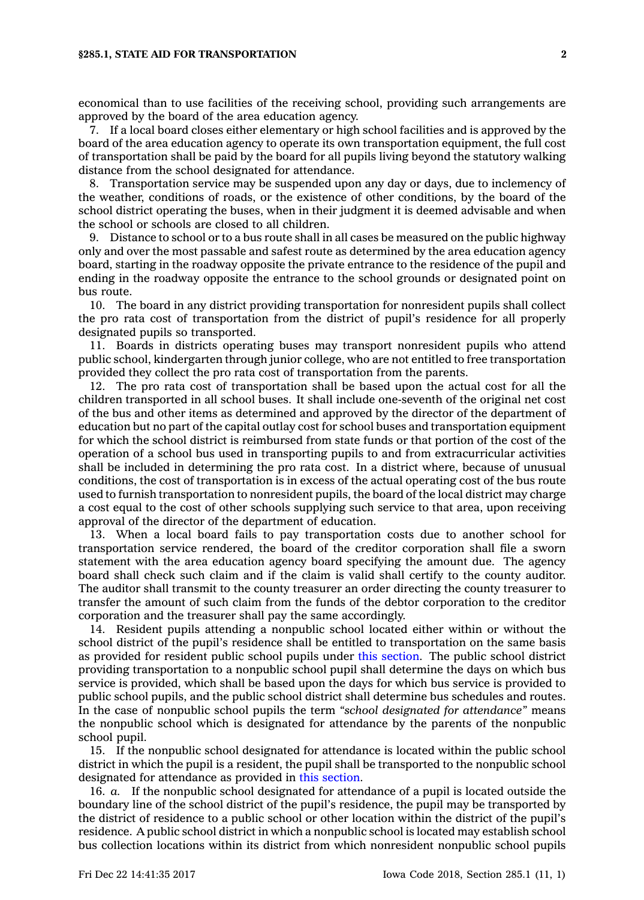economical than to use facilities of the receiving school, providing such arrangements are approved by the board of the area education agency.

7. If a local board closes either elementary or high school facilities and is approved by the board of the area education agency to operate its own transportation equipment, the full cost of transportation shall be paid by the board for all pupils living beyond the statutory walking distance from the school designated for attendance.

8. Transportation service may be suspended upon any day or days, due to inclemency of the weather, conditions of roads, or the existence of other conditions, by the board of the school district operating the buses, when in their judgment it is deemed advisable and when the school or schools are closed to all children.

9. Distance to school or to a bus route shall in all cases be measured on the public highway only and over the most passable and safest route as determined by the area education agency board, starting in the roadway opposite the private entrance to the residence of the pupil and ending in the roadway opposite the entrance to the school grounds or designated point on bus route.

10. The board in any district providing transportation for nonresident pupils shall collect the pro rata cost of transportation from the district of pupil's residence for all properly designated pupils so transported.

11. Boards in districts operating buses may transport nonresident pupils who attend public school, kindergarten through junior college, who are not entitled to free transportation provided they collect the pro rata cost of transportation from the parents.

12. The pro rata cost of transportation shall be based upon the actual cost for all the children transported in all school buses. It shall include one-seventh of the original net cost of the bus and other items as determined and approved by the director of the department of education but no part of the capital outlay cost for school buses and transportation equipment for which the school district is reimbursed from state funds or that portion of the cost of the operation of a school bus used in transporting pupils to and from extracurricular activities shall be included in determining the pro rata cost. In a district where, because of unusual conditions, the cost of transportation is in excess of the actual operating cost of the bus route used to furnish transportation to nonresident pupils, the board of the local district may charge a cost equal to the cost of other schools supplying such service to that area, upon receiving approval of the director of the department of education.

13. When a local board fails to pay transportation costs due to another school for transportation service rendered, the board of the creditor corporation shall file a sworn statement with the area education agency board specifying the amount due. The agency board shall check such claim and if the claim is valid shall certify to the county auditor. The auditor shall transmit to the county treasurer an order directing the county treasurer to transfer the amount of such claim from the funds of the debtor corporation to the creditor corporation and the treasurer shall pay the same accordingly.

14. Resident pupils attending a nonpublic school located either within or without the school district of the pupil's residence shall be entitled to transportation on the same basis as provided for resident public school pupils under this section. The public school district providing transportation to a nonpublic school pupil shall determine the days on which bus service is provided, which shall be based upon the days for which bus service is provided to public school pupils, and the public school district shall determine bus schedules and routes. In the case of nonpublic school pupils the term *"school designated for attendance"* means the nonpublic school which is designated for attendance by the parents of the nonpublic school pupil.

15. If the nonpublic school designated for attendance is located within the public school district in which the pupil is a resident, the pupil shall be transported to the nonpublic school designated for attendance as provided in this section.

16. *a.* If the nonpublic school designated for attendance of a pupil is located outside the boundary line of the school district of the pupil's residence, the pupil may be transported by the district of residence to a public school or other location within the district of the pupil's residence. A public school district in which a nonpublic school is located may establish school bus collection locations within its district from which nonresident nonpublic school pupils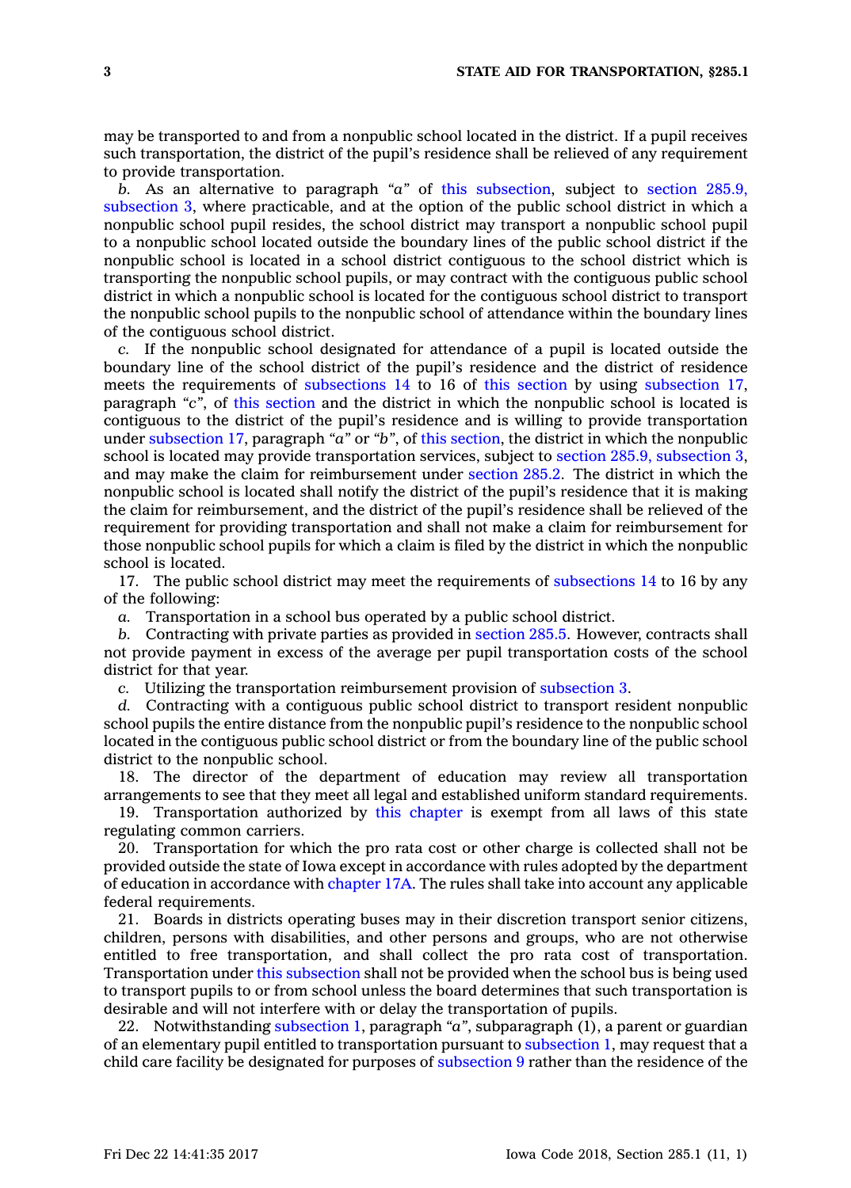may be transported to and from a nonpublic school located in the district. If a pupil receives such transportation, the district of the pupil's residence shall be relieved of any requirement to provide transportation.

*b.* As an alternative to paragraph *"a"* of this subsection, subject to section 285.9, subsection 3, where practicable, and at the option of the public school district in which a nonpublic school pupil resides, the school district may transport a nonpublic school pupil to a nonpublic school located outside the boundary lines of the public school district if the nonpublic school is located in a school district contiguous to the school district which is transporting the nonpublic school pupils, or may contract with the contiguous public school district in which a nonpublic school is located for the contiguous school district to transport the nonpublic school pupils to the nonpublic school of attendance within the boundary lines of the contiguous school district.

*c.* If the nonpublic school designated for attendance of a pupil is located outside the boundary line of the school district of the pupil's residence and the district of residence meets the requirements of subsections 14 to 16 of this section by using subsection 17, paragraph *"c"*, of this section and the district in which the nonpublic school is located is contiguous to the district of the pupil's residence and is willing to provide transportation under subsection 17, paragraph *"a"* or *"b"*, of this section, the district in which the nonpublic school is located may provide transportation services, subject to section 285.9, subsection 3, and may make the claim for reimbursement under section 285.2. The district in which the nonpublic school is located shall notify the district of the pupil's residence that it is making the claim for reimbursement, and the district of the pupil's residence shall be relieved of the requirement for providing transportation and shall not make a claim for reimbursement for those nonpublic school pupils for which a claim is filed by the district in which the nonpublic school is located.

17. The public school district may meet the requirements of subsections 14 to 16 by any of the following:

*a.* Transportation in a school bus operated by a public school district.

*b.* Contracting with private parties as provided in section 285.5. However, contracts shall not provide payment in excess of the average per pupil transportation costs of the school district for that year.

*c.* Utilizing the transportation reimbursement provision of subsection 3.

*d.* Contracting with a contiguous public school district to transport resident nonpublic school pupils the entire distance from the nonpublic pupil's residence to the nonpublic school located in the contiguous public school district or from the boundary line of the public school district to the nonpublic school.

18. The director of the department of education may review all transportation arrangements to see that they meet all legal and established uniform standard requirements.

19. Transportation authorized by this chapter is exempt from all laws of this state regulating common carriers.

20. Transportation for which the pro rata cost or other charge is collected shall not be provided outside the state of Iowa except in accordance with rules adopted by the department of education in accordance with chapter 17A. The rules shall take into account any applicable federal requirements.

21. Boards in districts operating buses may in their discretion transport senior citizens, children, persons with disabilities, and other persons and groups, who are not otherwise entitled to free transportation, and shall collect the pro rata cost of transportation. Transportation under this subsection shall not be provided when the school bus is being used to transport pupils to or from school unless the board determines that such transportation is desirable and will not interfere with or delay the transportation of pupils.

22. Notwithstanding subsection 1, paragraph *"a"*, subparagraph (1), a parent or guardian of an elementary pupil entitled to transportation pursuant to subsection 1, may request that a child care facility be designated for purposes of subsection 9 rather than the residence of the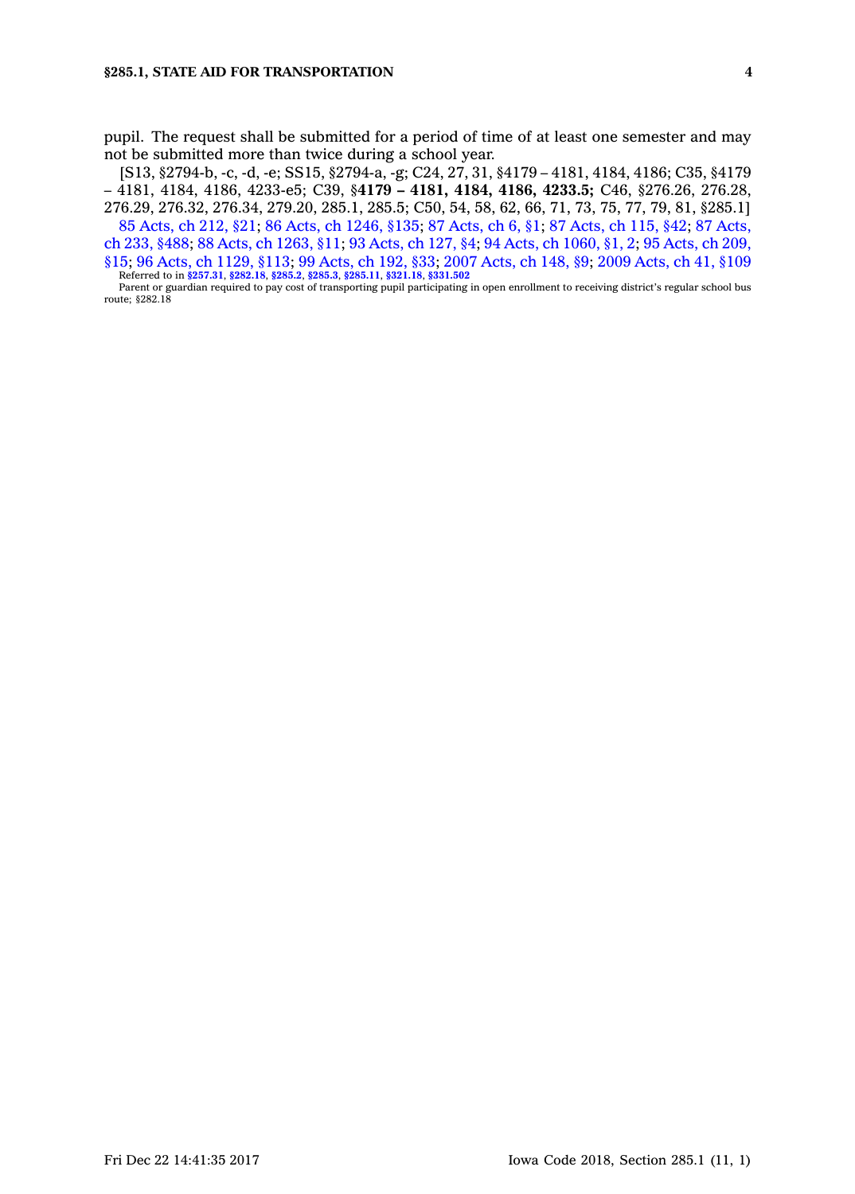pupil. The request shall be submitted for a period of time of at least one semester and may not be submitted more than twice during a school year.

[S13, §2794-b, -c, -d, -e; SS15, §2794-a, -g; C24, 27, 31, §4179 – 4181, 4184, 4186; C35, §4179 – 4181, 4184, 4186, 4233-e5; C39, §**4179 – 4181, 4184, 4186, 4233.5;** C46, §276.26, 276.28, 276.29, 276.32, 276.34, 279.20, 285.1, 285.5; C50, 54, 58, 62, 66, 71, 73, 75, 77, 79, 81, §285.1]

85 Acts, ch 212, §21; 86 Acts, ch 1246, §135; 87 Acts, ch 6, §1; 87 Acts, ch 115, §42; 87 Acts, ch 233, §488; 88 Acts, ch 1263, §11; 93 Acts, ch 127, §4; 94 Acts, ch 1060, §1, 2; 95 Acts, ch 209, §15; 96 Acts, ch 1129, §113; 99 Acts, ch 192, §33; 2007 Acts, ch 148, §9; 2009 Acts, ch 41, §109

Referred to in **§257.31**, **§282.18**, **§285.2**, **§285.3**, **§285.11**, **§321.18**, **§331.502**

Parent or guardian required to pay cost of transporting pupil participating in open enrollment to receiving district's regular school bus route; §282.18